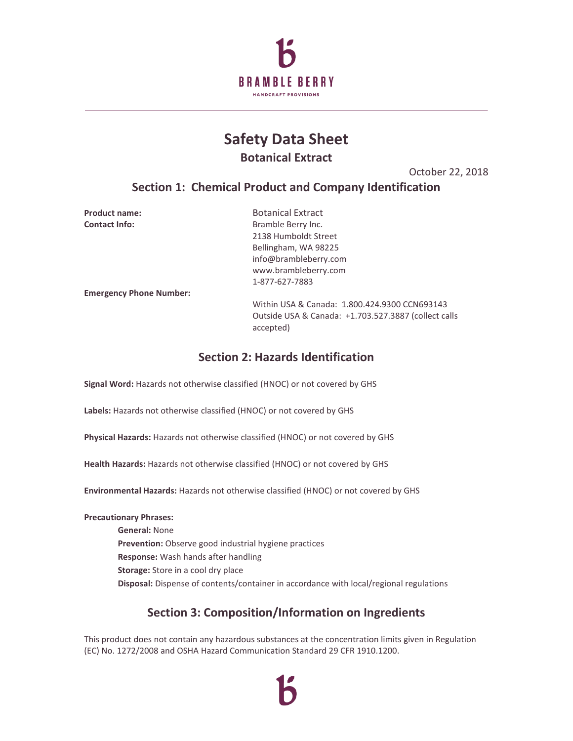BRAMBLE BERRY

HANDCRAFT PROVISIONS

# Safety Data Sheet

## Botanical Extract

October 22, 2018

## Section 1: Chemical Product and Company Identification

**Product name:** Botanical Extract

**Contact Info:**
Bramble Berry Inc.
2138 Humboldt Street
Bellingham, WA 98225
info@brambleberry.com
www.brambleberry.com
1-877-627-7883

**Emergency Phone Number:**
Within USA & Canada: 1.800.424.9300 CCN693143
Outside USA & Canada: +1.703.527.3887 (collect calls accepted)

## Section 2: Hazards Identification

**Signal Word:** Hazards not otherwise classified (HNOC) or not covered by GHS

**Labels:** Hazards not otherwise classified (HNOC) or not covered by GHS

**Physical Hazards:** Hazards not otherwise classified (HNOC) or not covered by GHS

**Health Hazards:** Hazards not otherwise classified (HNOC) or not covered by GHS

**Environmental Hazards:** Hazards not otherwise classified (HNOC) or not covered by GHS

**Precautionary Phrases:**

- **General:** None
- **Prevention:** Observe good industrial hygiene practices
- **Response:** Wash hands after handling
- **Storage:** Store in a cool dry place
- **Disposal:** Dispense of contents/container in accordance with local/regional regulations

## Section 3: Composition/Information on Ingredients

This product does not contain any hazardous substances at the concentration limits given in Regulation (EC) No. 1272/2008 and OSHA Hazard Communication Standard 29 CFR 1910.1200.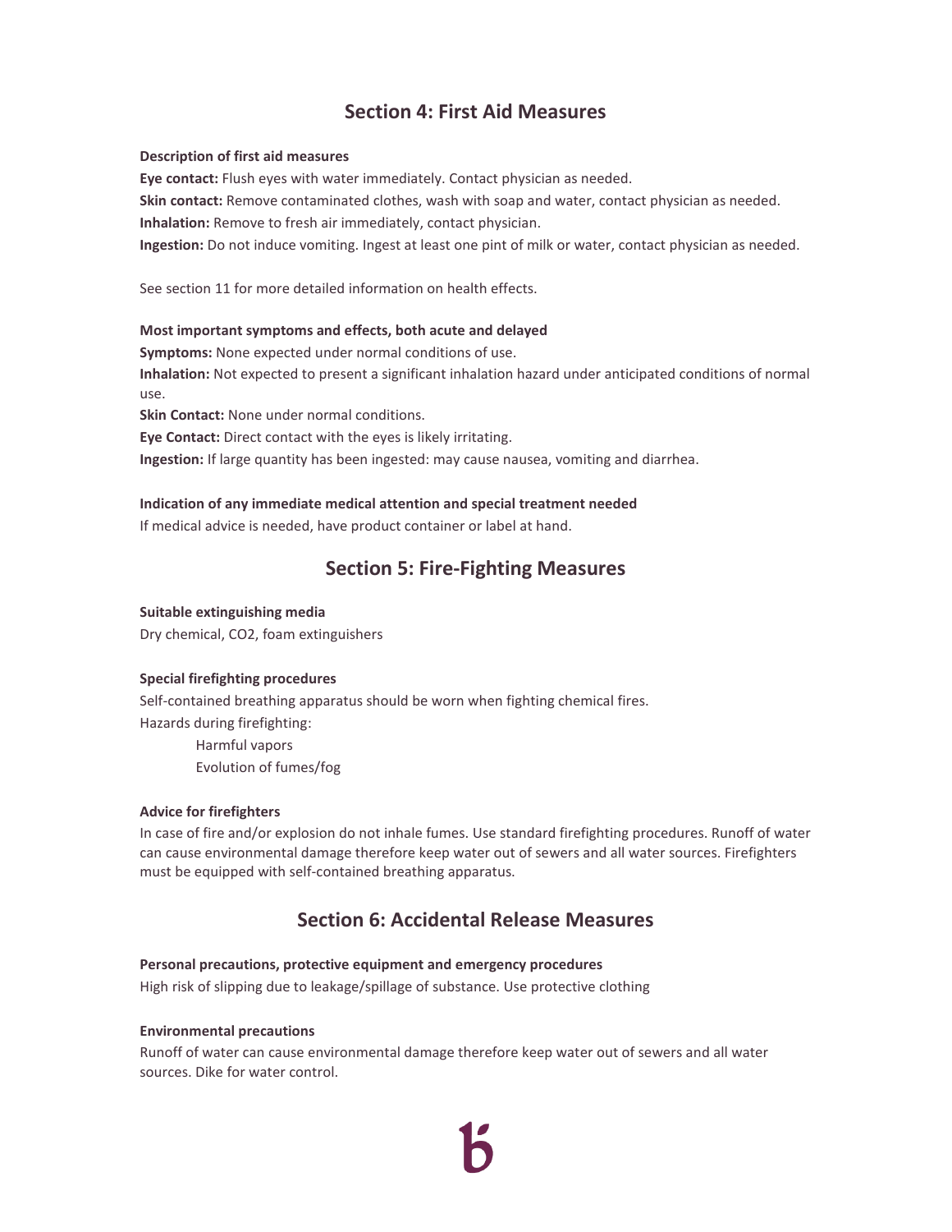## Section 4: First Aid Measures

**Description of first aid measures**

**Eye contact:** Flush eyes with water immediately. Contact physician as needed.

**Skin contact:** Remove contaminated clothes, wash with soap and water, contact physician as needed.

**Inhalation:** Remove to fresh air immediately, contact physician.

**Ingestion:** Do not induce vomiting. Ingest at least one pint of milk or water, contact physician as needed.

See section 11 for more detailed information on health effects.

**Most important symptoms and effects, both acute and delayed**

**Symptoms:** None expected under normal conditions of use.

**Inhalation:** Not expected to present a significant inhalation hazard under anticipated conditions of normal use.

**Skin Contact:** None under normal conditions.

**Eye Contact:** Direct contact with the eyes is likely irritating.

**Ingestion:** If large quantity has been ingested: may cause nausea, vomiting and diarrhea.

**Indication of any immediate medical attention and special treatment needed**

If medical advice is needed, have product container or label at hand.

## Section 5: Fire-Fighting Measures

**Suitable extinguishing media**

Dry chemical, $CO_2$, foam extinguishers

**Special firefighting procedures**

Self-contained breathing apparatus should be worn when fighting chemical fires.

Hazards during firefighting:

- Harmful vapors
- Evolution of fumes/fog

**Advice for firefighters**

In case of fire and/or explosion do not inhale fumes. Use standard firefighting procedures. Runoff of water can cause environmental damage therefore keep water out of sewers and all water sources. Firefighters must be equipped with self-contained breathing apparatus.

## Section 6: Accidental Release Measures

**Personal precautions, protective equipment and emergency procedures**

High risk of slipping due to leakage/spillage of substance. Use protective clothing

**Environmental precautions**

Runoff of water can cause environmental damage therefore keep water out of sewers and all water sources. Dike for water control.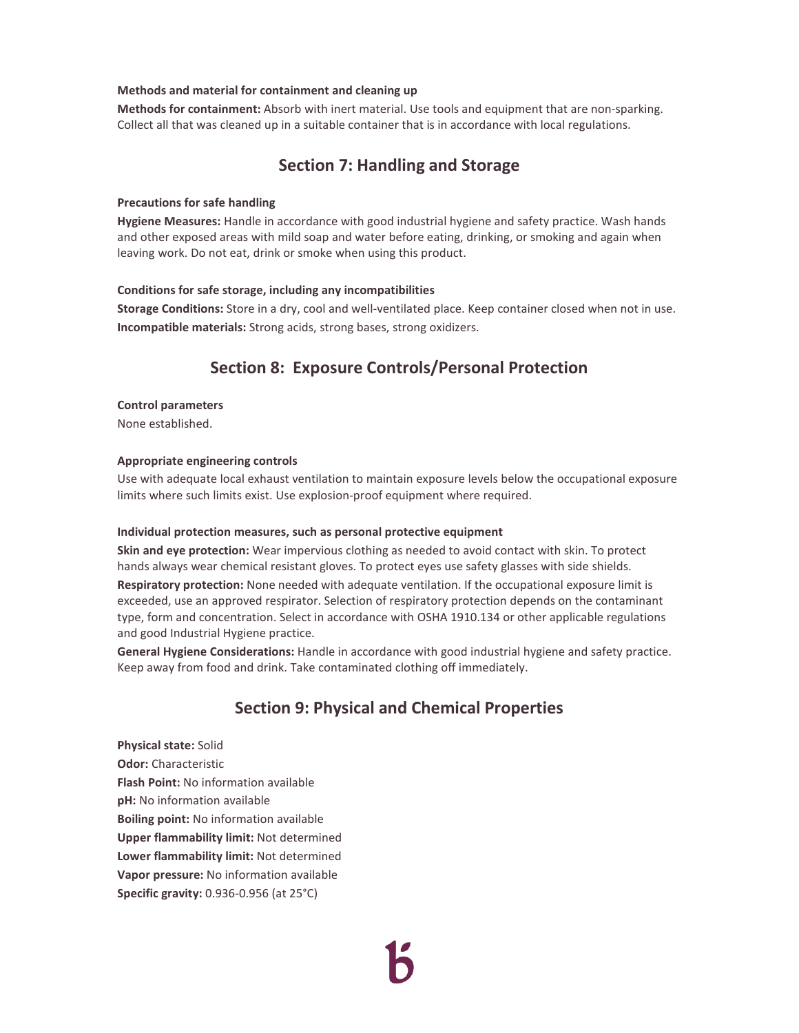**Methods and material for containment and cleaning up**

**Methods for containment:** Absorb with inert material. Use tools and equipment that are non-sparking. Collect all that was cleaned up in a suitable container that is in accordance with local regulations.

## Section 7: Handling and Storage

**Precautions for safe handling**

**Hygiene Measures:** Handle in accordance with good industrial hygiene and safety practice. Wash hands and other exposed areas with mild soap and water before eating, drinking, or smoking and again when leaving work. Do not eat, drink or smoke when using this product.

**Conditions for safe storage, including any incompatibilities**

**Storage Conditions:** Store in a dry, cool and well-ventilated place. Keep container closed when not in use.

**Incompatible materials:** Strong acids, strong bases, strong oxidizers.

## Section 8: Exposure Controls/Personal Protection

**Control parameters**

None established.

**Appropriate engineering controls**

Use with adequate local exhaust ventilation to maintain exposure levels below the occupational exposure limits where such limits exist. Use explosion-proof equipment where required.

**Individual protection measures, such as personal protective equipment**

**Skin and eye protection:** Wear impervious clothing as needed to avoid contact with skin. To protect hands always wear chemical resistant gloves. To protect eyes use safety glasses with side shields.

**Respiratory protection:** None needed with adequate ventilation. If the occupational exposure limit is exceeded, use an approved respirator. Selection of respiratory protection depends on the contaminant type, form and concentration. Select in accordance with OSHA 1910.134 or other applicable regulations and good Industrial Hygiene practice.

**General Hygiene Considerations:** Handle in accordance with good industrial hygiene and safety practice. Keep away from food and drink. Take contaminated clothing off immediately.

## Section 9: Physical and Chemical Properties

**Physical state:** Solid
**Odor:** Characteristic
**Flash Point:** No information available
**pH:** No information available
**Boiling point:** No information available
**Upper flammability limit:** Not determined
**Lower flammability limit:** Not determined
**Vapor pressure:** No information available
**Specific gravity:** 0.936-0.956 (at 25°C)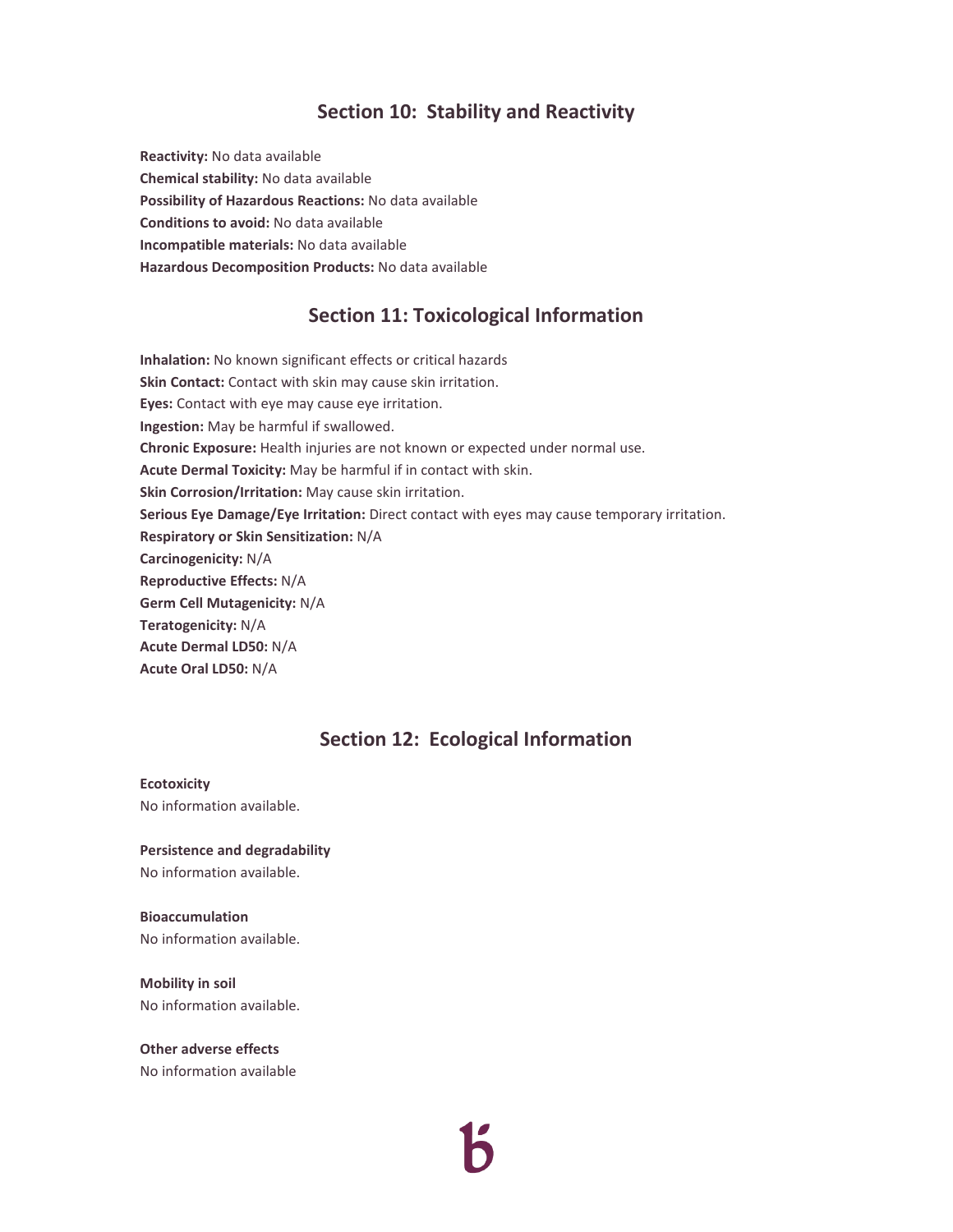## Section 10: Stability and Reactivity

**Reactivity:** No data available
**Chemical stability:** No data available
**Possibility of Hazardous Reactions:** No data available
**Conditions to avoid:** No data available
**Incompatible materials:** No data available
**Hazardous Decomposition Products:** No data available

## Section 11: Toxicological Information

**Inhalation:** No known significant effects or critical hazards
**Skin Contact:** Contact with skin may cause skin irritation.
**Eyes:** Contact with eye may cause eye irritation.
**Ingestion:** May be harmful if swallowed.
**Chronic Exposure:** Health injuries are not known or expected under normal use.
**Acute Dermal Toxicity:** May be harmful if in contact with skin.
**Skin Corrosion/Irritation:** May cause skin irritation.
**Serious Eye Damage/Eye Irritation:** Direct contact with eyes may cause temporary irritation.
**Respiratory or Skin Sensitization:** N/A
**Carcinogenicity:** N/A
**Reproductive Effects:** N/A
**Germ Cell Mutagenicity:** N/A
**Teratogenicity:** N/A
**Acute Dermal LD50:** N/A
**Acute Oral LD50:** N/A

## Section 12: Ecological Information

**Ecotoxicity**
No information available.

**Persistence and degradability**
No information available.

**Bioaccumulation**
No information available.

**Mobility in soil**
No information available.

**Other adverse effects**
No information available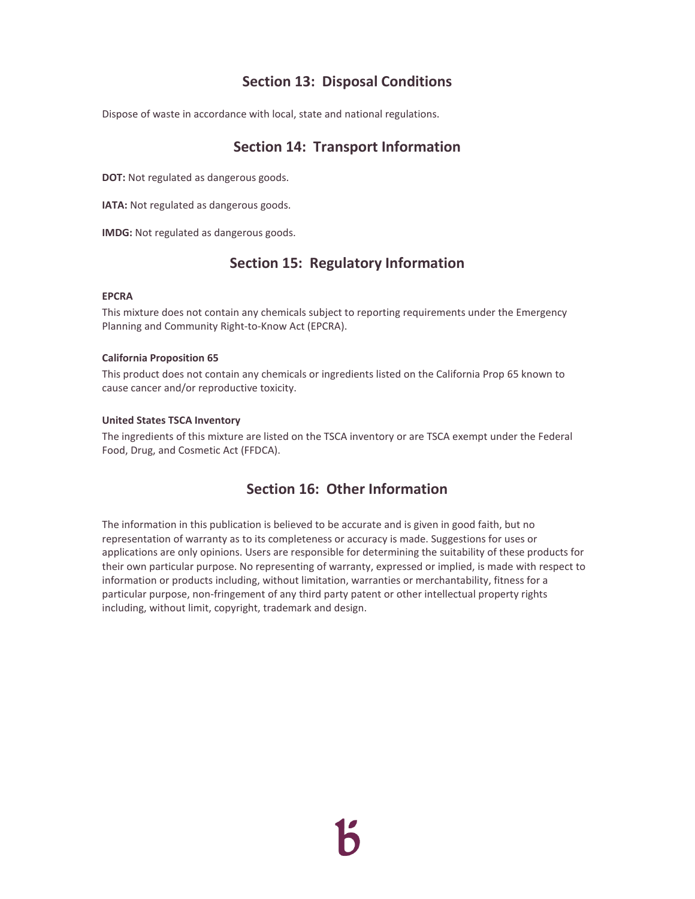## Section 13: Disposal Conditions

Dispose of waste in accordance with local, state and national regulations.

## Section 14: Transport Information

**DOT:** Not regulated as dangerous goods.

**IATA:** Not regulated as dangerous goods.

**IMDG:** Not regulated as dangerous goods.

## Section 15: Regulatory Information

**EPCRA**

This mixture does not contain any chemicals subject to reporting requirements under the Emergency Planning and Community Right-to-Know Act (EPCRA).

**California Proposition 65**

This product does not contain any chemicals or ingredients listed on the California Prop 65 known to cause cancer and/or reproductive toxicity.

**United States TSCA Inventory**

The ingredients of this mixture are listed on the TSCA inventory or are TSCA exempt under the Federal Food, Drug, and Cosmetic Act (FFDCA).

## Section 16: Other Information

The information in this publication is believed to be accurate and is given in good faith, but no representation of warranty as to its completeness or accuracy is made. Suggestions for uses or applications are only opinions. Users are responsible for determining the suitability of these products for their own particular purpose. No representing of warranty, expressed or implied, is made with respect to information or products including, without limitation, warranties or merchantability, fitness for a particular purpose, non-fringement of any third party patent or other intellectual property rights including, without limit, copyright, trademark and design.